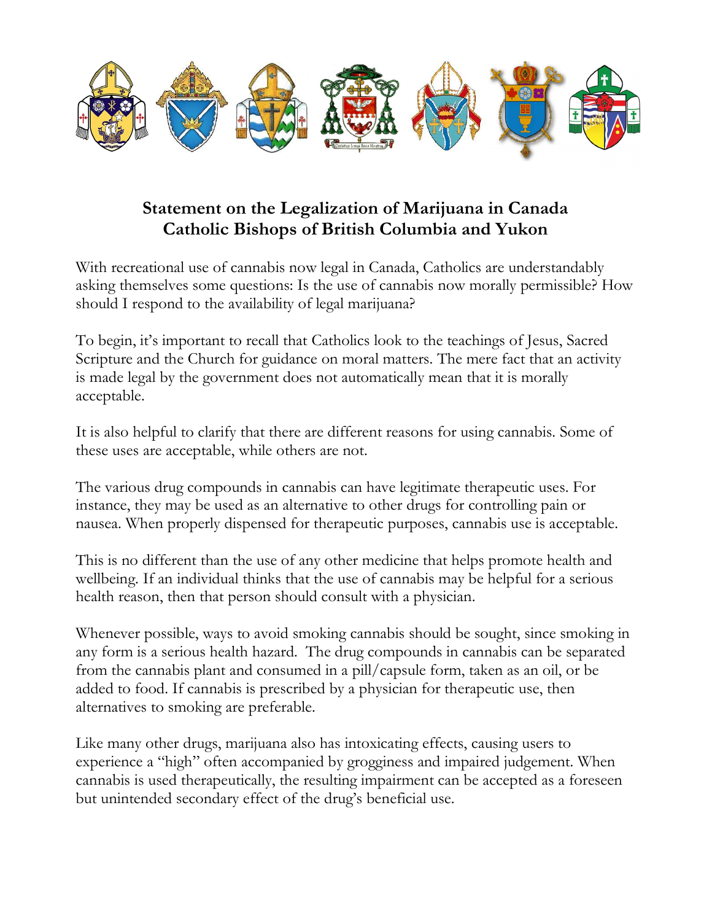# Statement on the Legalization of Marijuana in Canada
## Catholic Bishops of British Columbia and Yukon

With recreational use of cannabis now legal in Canada, Catholics are understandably asking themselves some questions: Is the use of cannabis now morally permissible? How should I respond to the availability of legal marijuana?

To begin, it's important to recall that Catholics look to the teachings of Jesus, Sacred Scripture and the Church for guidance on moral matters. The mere fact that an activity is made legal by the government does not automatically mean that it is morally acceptable.

It is also helpful to clarify that there are different reasons for using cannabis. Some of these uses are acceptable, while others are not.

The various drug compounds in cannabis can have legitimate therapeutic uses. For instance, they may be used as an alternative to other drugs for controlling pain or nausea. When properly dispensed for therapeutic purposes, cannabis use is acceptable.

This is no different than the use of any other medicine that helps promote health and wellbeing. If an individual thinks that the use of cannabis may be helpful for a serious health reason, then that person should consult with a physician.

Whenever possible, ways to avoid smoking cannabis should be sought, since smoking in any form is a serious health hazard. The drug compounds in cannabis can be separated from the cannabis plant and consumed in a pill/capsule form, taken as an oil, or be added to food. If cannabis is prescribed by a physician for therapeutic use, then alternatives to smoking are preferable.

Like many other drugs, marijuana also has intoxicating effects, causing users to experience a "high" often accompanied by grogginess and impaired judgement. When cannabis is used therapeutically, the resulting impairment can be accepted as a foreseen but unintended secondary effect of the drug's beneficial use.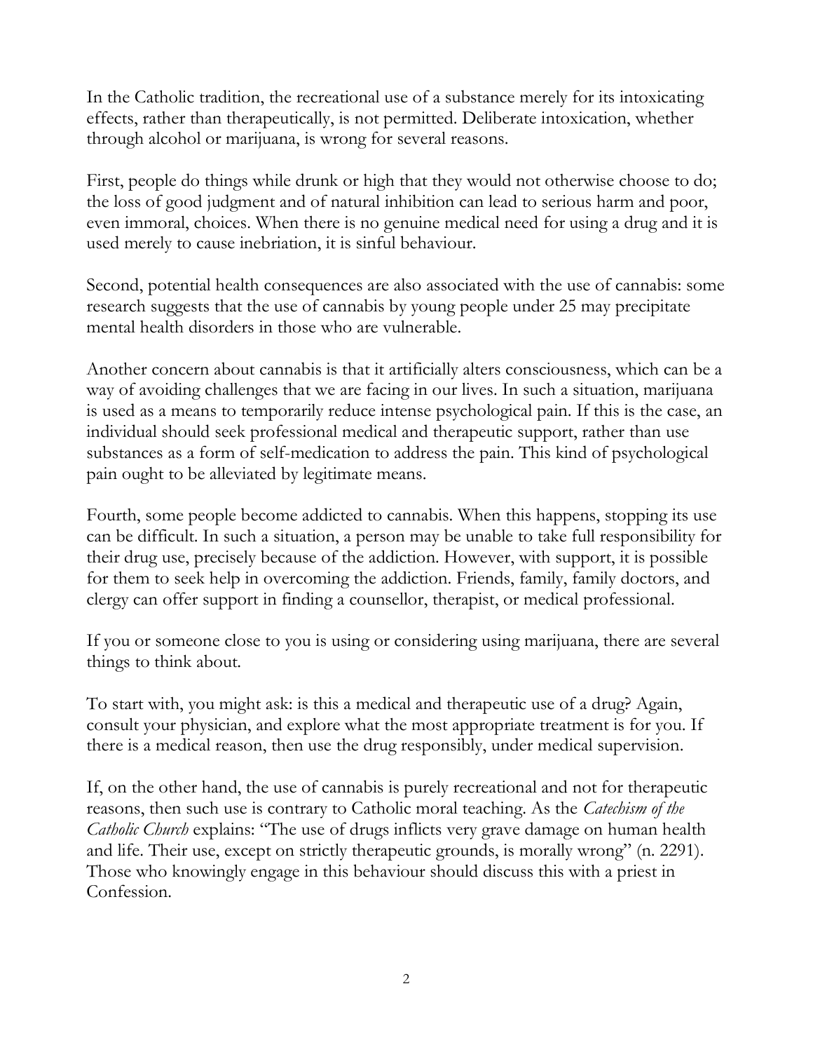In the Catholic tradition, the recreational use of a substance merely for its intoxicating effects, rather than therapeutically, is not permitted. Deliberate intoxication, whether through alcohol or marijuana, is wrong for several reasons.

First, people do things while drunk or high that they would not otherwise choose to do; the loss of good judgment and of natural inhibition can lead to serious harm and poor, even immoral, choices. When there is no genuine medical need for using a drug and it is used merely to cause inebriation, it is sinful behaviour.

Second, potential health consequences are also associated with the use of cannabis: some research suggests that the use of cannabis by young people under 25 may precipitate mental health disorders in those who are vulnerable.

Another concern about cannabis is that it artificially alters consciousness, which can be a way of avoiding challenges that we are facing in our lives. In such a situation, marijuana is used as a means to temporarily reduce intense psychological pain. If this is the case, an individual should seek professional medical and therapeutic support, rather than use substances as a form of self-medication to address the pain. This kind of psychological pain ought to be alleviated by legitimate means.

Fourth, some people become addicted to cannabis. When this happens, stopping its use can be difficult. In such a situation, a person may be unable to take full responsibility for their drug use, precisely because of the addiction. However, with support, it is possible for them to seek help in overcoming the addiction. Friends, family, family doctors, and clergy can offer support in finding a counsellor, therapist, or medical professional.

If you or someone close to you is using or considering using marijuana, there are several things to think about.

To start with, you might ask: is this a medical and therapeutic use of a drug? Again, consult your physician, and explore what the most appropriate treatment is for you. If there is a medical reason, then use the drug responsibly, under medical supervision.

If, on the other hand, the use of cannabis is purely recreational and not for therapeutic reasons, then such use is contrary to Catholic moral teaching. As the *Catechism of the Catholic Church* explains: "The use of drugs inflicts very grave damage on human health and life. Their use, except on strictly therapeutic grounds, is morally wrong" (n. 2291). Those who knowingly engage in this behaviour should discuss this with a priest in Confession.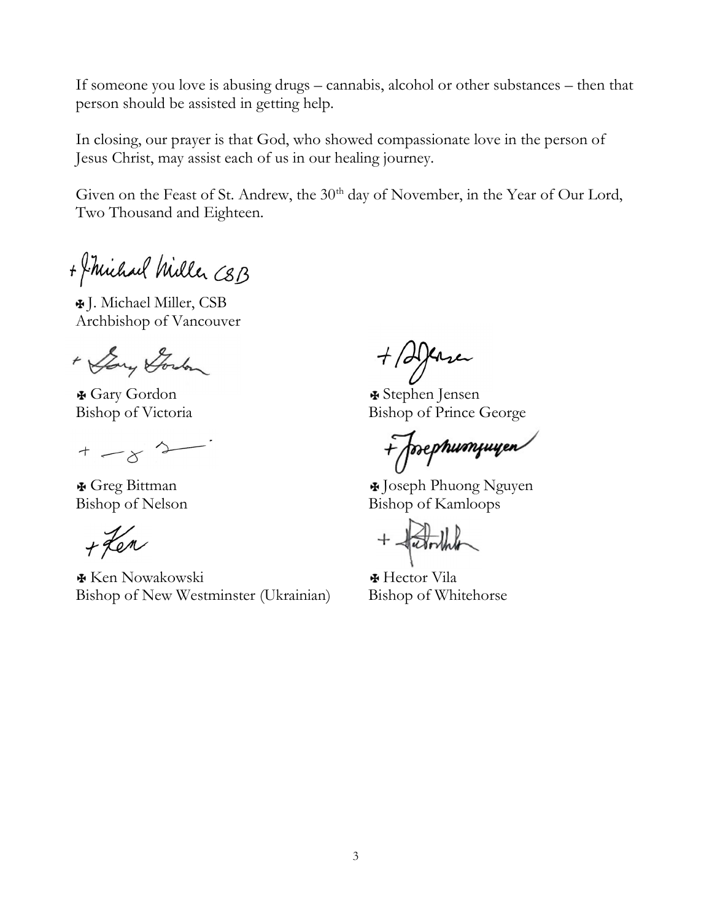If someone you love is abusing drugs – cannabis, alcohol or other substances – then that person should be assisted in getting help.

In closing, our prayer is that God, who showed compassionate love in the person of Jesus Christ, may assist each of us in our healing journey.

Given on the Feast of St. Andrew, the 30th day of November, in the Year of Our Lord, Two Thousand and Eighteen.

✠ J. Michael Miller, CSB
Archbishop of Vancouver

✠ Gary Gordon
Bishop of Victoria

✠ Stephen Jensen
Bishop of Prince George

✠ Greg Bittman
Bishop of Nelson

✠ Joseph Phuong Nguyen
Bishop of Kamloops

✠ Ken Nowakowski
Bishop of New Westminster (Ukrainian)

✠ Hector Vila
Bishop of Whitehorse